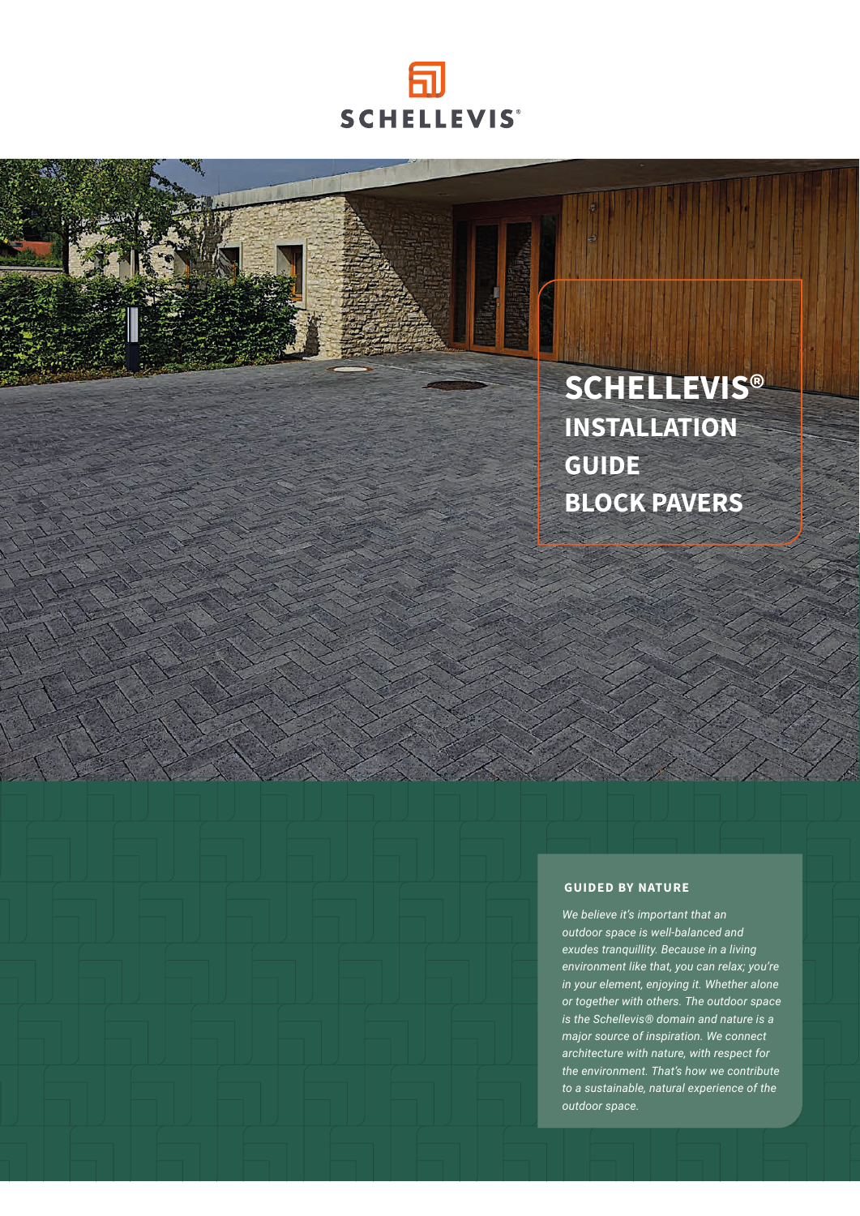SCHELLEVIS®

# SCHELLEVIS® INSTALLATION GUIDE BLOCK PAVERS

## GUIDED BY NATURE

*We believe it's important that an outdoor space is well-balanced and exudes tranquillity. Because in a living environment like that, you can relax; you're in your element, enjoying it. Whether alone or together with others. The outdoor space is the Schellevis® domain and nature is a major source of inspiration. We connect architecture with nature, with respect for the environment. That's how we contribute to a sustainable, natural experience of the outdoor space.*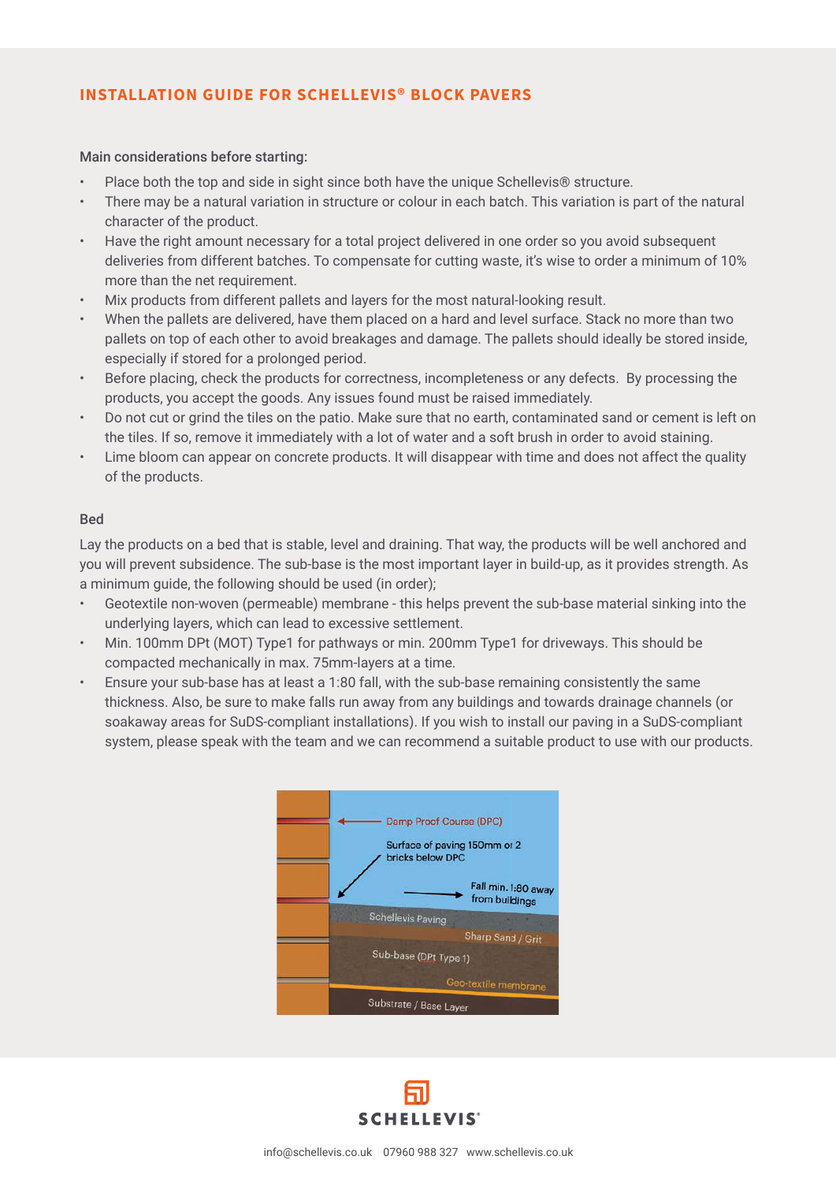## INSTALLATION GUIDE FOR SCHELLEVIS® BLOCK PAVERS

Main considerations before starting:

- Place both the top and side in sight since both have the unique Schellevis® structure.
- There may be a natural variation in structure or colour in each batch. This variation is part of the natural character of the product.
- Have the right amount necessary for a total project delivered in one order so you avoid subsequent deliveries from different batches. To compensate for cutting waste, it's wise to order a minimum of 10% more than the net requirement.
- Mix products from different pallets and layers for the most natural-looking result.
- When the pallets are delivered, have them placed on a hard and level surface. Stack no more than two pallets on top of each other to avoid breakages and damage. The pallets should ideally be stored inside, especially if stored for a prolonged period.
- Before placing, check the products for correctness, incompleteness or any defects. By processing the products, you accept the goods. Any issues found must be raised immediately.
- Do not cut or grind the tiles on the patio. Make sure that no earth, contaminated sand or cement is left on the tiles. If so, remove it immediately with a lot of water and a soft brush in order to avoid staining.
- Lime bloom can appear on concrete products. It will disappear with time and does not affect the quality of the products.

### Bed

Lay the products on a bed that is stable, level and draining. That way, the products will be well anchored and you will prevent subsidence. The sub-base is the most important layer in build-up, as it provides strength. As a minimum guide, the following should be used (in order);

- Geotextile non-woven (permeable) membrane - this helps prevent the sub-base material sinking into the underlying layers, which can lead to excessive settlement.
- Min. 100mm DPt (MOT) Type1 for pathways or min. 200mm Type1 for driveways. This should be compacted mechanically in max. 75mm-layers at a time.
- Ensure your sub-base has at least a 1:80 fall, with the sub-base remaining consistently the same thickness. Also, be sure to make falls run away from any buildings and towards drainage channels (or soakaway areas for SuDS-compliant installations). If you wish to install our paving in a SuDS-compliant system, please speak with the team and we can recommend a suitable product to use with our products.

Damp Proof Course (DPC)

Surface of paving 150mm or 2 bricks below DPC

Fall min. 1:80 away from buildings

Schellevis Paving

Sharp Sand / Grit

Sub-base (DPt Type 1)

Geo-textile membrane

Substrate / Base Layer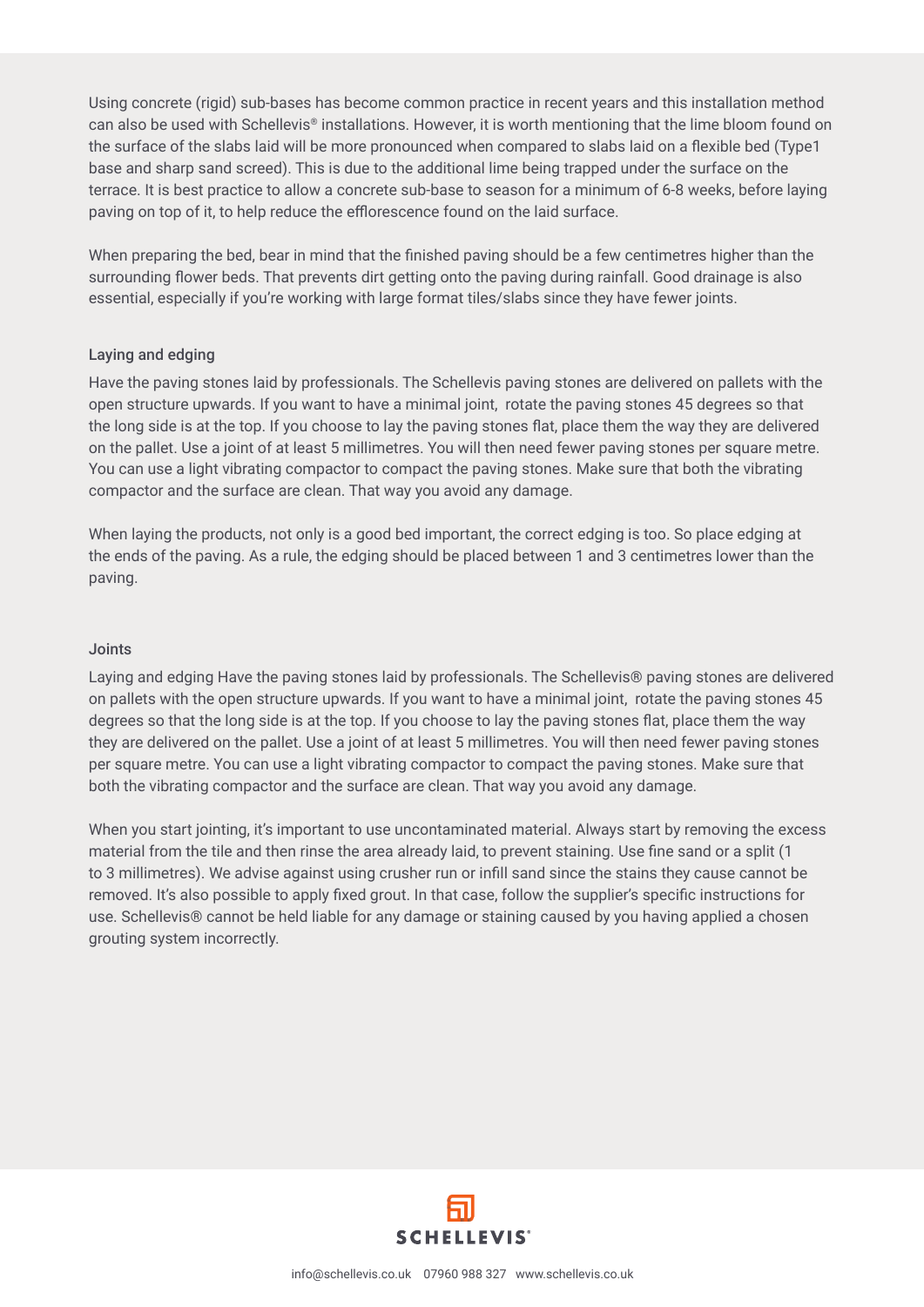Using concrete (rigid) sub-bases has become common practice in recent years and this installation method can also be used with Schellevis® installations. However, it is worth mentioning that the lime bloom found on the surface of the slabs laid will be more pronounced when compared to slabs laid on a flexible bed (Type1 base and sharp sand screed). This is due to the additional lime being trapped under the surface on the terrace. It is best practice to allow a concrete sub-base to season for a minimum of 6-8 weeks, before laying paving on top of it, to help reduce the efflorescence found on the laid surface.

When preparing the bed, bear in mind that the finished paving should be a few centimetres higher than the surrounding flower beds. That prevents dirt getting onto the paving during rainfall. Good drainage is also essential, especially if you're working with large format tiles/slabs since they have fewer joints.

## Laying and edging

Have the paving stones laid by professionals. The Schellevis paving stones are delivered on pallets with the open structure upwards. If you want to have a minimal joint, rotate the paving stones 45 degrees so that the long side is at the top. If you choose to lay the paving stones flat, place them the way they are delivered on the pallet. Use a joint of at least 5 millimetres. You will then need fewer paving stones per square metre. You can use a light vibrating compactor to compact the paving stones. Make sure that both the vibrating compactor and the surface are clean. That way you avoid any damage.

When laying the products, not only is a good bed important, the correct edging is too. So place edging at the ends of the paving. As a rule, the edging should be placed between 1 and 3 centimetres lower than the paving.

## Joints

Laying and edging Have the paving stones laid by professionals. The Schellevis® paving stones are delivered on pallets with the open structure upwards. If you want to have a minimal joint, rotate the paving stones 45 degrees so that the long side is at the top. If you choose to lay the paving stones flat, place them the way they are delivered on the pallet. Use a joint of at least 5 millimetres. You will then need fewer paving stones per square metre. You can use a light vibrating compactor to compact the paving stones. Make sure that both the vibrating compactor and the surface are clean. That way you avoid any damage.

When you start jointing, it's important to use uncontaminated material. Always start by removing the excess material from the tile and then rinse the area already laid, to prevent staining. Use fine sand or a split (1 to 3 millimetres). We advise against using crusher run or infill sand since the stains they cause cannot be removed. It's also possible to apply fixed grout. In that case, follow the supplier's specific instructions for use. Schellevis® cannot be held liable for any damage or staining caused by you having applied a chosen grouting system incorrectly.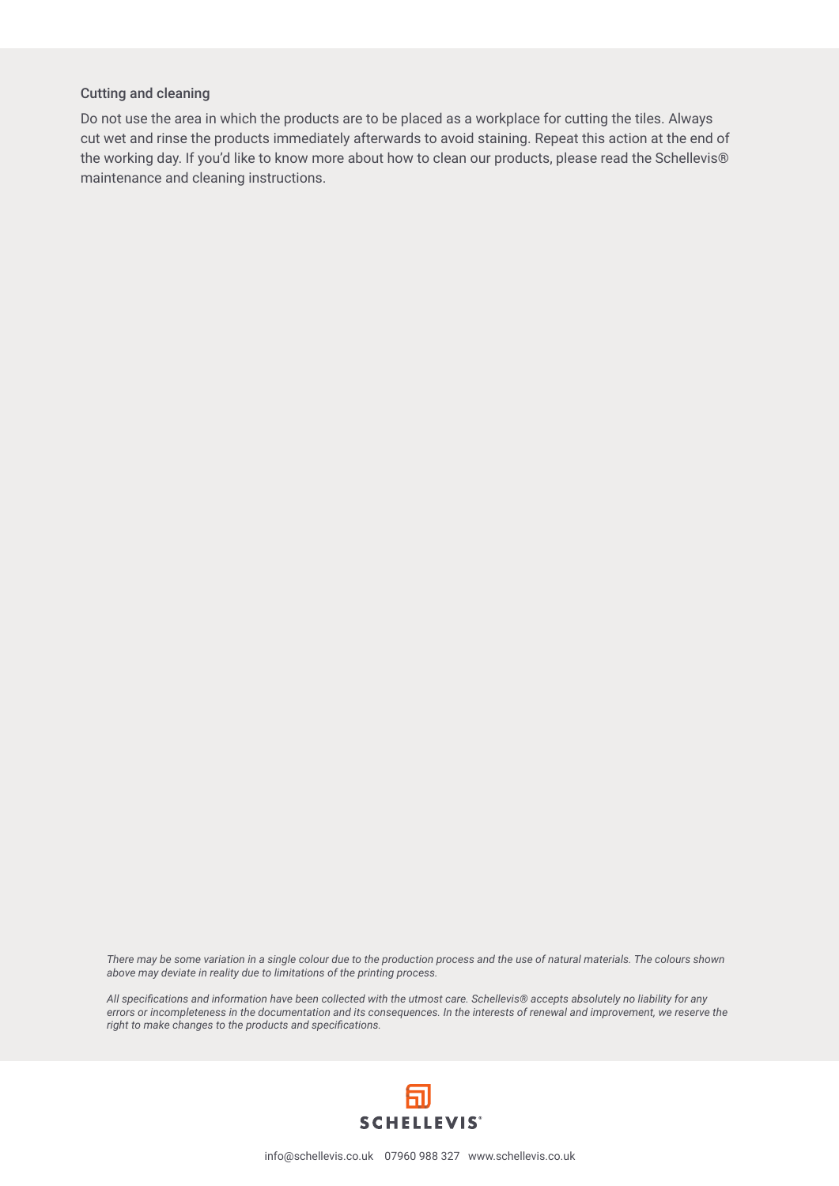### Cutting and cleaning

Do not use the area in which the products are to be placed as a workplace for cutting the tiles. Always cut wet and rinse the products immediately afterwards to avoid staining. Repeat this action at the end of the working day. If you'd like to know more about how to clean our products, please read the Schellevis® maintenance and cleaning instructions.

*There may be some variation in a single colour due to the production process and the use of natural materials. The colours shown above may deviate in reality due to limitations of the printing process.*

*All specifications and information have been collected with the utmost care. Schellevis® accepts absolutely no liability for any errors or incompleteness in the documentation and its consequences. In the interests of renewal and improvement, we reserve the right to make changes to the products and specifications.*

SCHELLEVIS®

info@schellevis.co.uk 07960 988 327 www.schellevis.co.uk